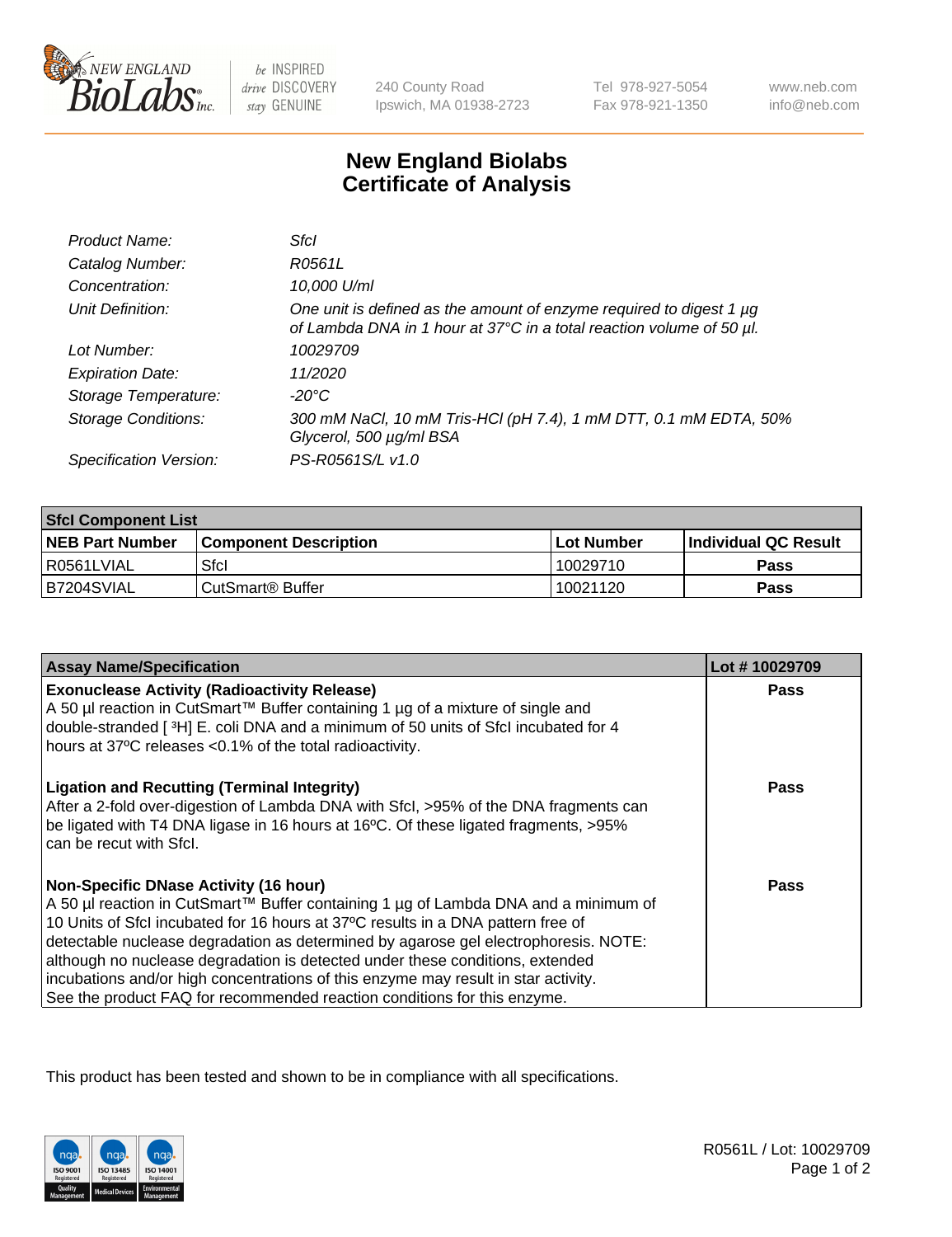# New England Biolabs Certificate of Analysis

| | |
|---|---|
| *Product Name:* | *SfcI* |
| *Catalog Number:* | *R0561L* |
| *Concentration:* | *10,000 U/ml* |
| *Unit Definition:* | *One unit is defined as the amount of enzyme required to digest 1 µg of Lambda DNA in 1 hour at 37°C in a total reaction volume of 50 µl.* |
| *Lot Number:* | *10029709* |
| *Expiration Date:* | *11/2020* |
| *Storage Temperature:* | *-20°C* |
| *Storage Conditions:* | *300 mM NaCl, 10 mM Tris-HCl (pH 7.4), 1 mM DTT, 0.1 mM EDTA, 50% Glycerol, 500 µg/ml BSA* |
| *Specification Version:* | *PS-R0561S/L v1.0* |

| **SfcI Component List** | | | |
|---|---|---|---|
| **NEB Part Number** | **Component Description** | **Lot Number** | **Individual QC Result** |
| R0561LVIAL | SfcI | 10029710 | **Pass** |
| B7204SVIAL | CutSmart® Buffer | 10021120 | **Pass** |

| **Assay Name/Specification** | **Lot # 10029709** |
|---|---|
| **Exonuclease Activity (Radioactivity Release)**<br>A 50 µl reaction in CutSmart™ Buffer containing 1 µg of a mixture of single and double-stranded [ $^3$H] E. coli DNA and a minimum of 50 units of SfcI incubated for 4 hours at 37ºC releases <0.1% of the total radioactivity. | **Pass** |
| **Ligation and Recutting (Terminal Integrity)**<br>After a 2-fold over-digestion of Lambda DNA with SfcI, >95% of the DNA fragments can be ligated with T4 DNA ligase in 16 hours at 16ºC. Of these ligated fragments, >95% can be recut with SfcI. | **Pass** |
| **Non-Specific DNase Activity (16 hour)**<br>A 50 µl reaction in CutSmart™ Buffer containing 1 µg of Lambda DNA and a minimum of 10 Units of SfcI incubated for 16 hours at 37ºC results in a DNA pattern free of detectable nuclease degradation as determined by agarose gel electrophoresis. NOTE: although no nuclease degradation is detected under these conditions, extended incubations and/or high concentrations of this enzyme may result in star activity. See the product FAQ for recommended reaction conditions for this enzyme. | **Pass** |

This product has been tested and shown to be in compliance with all specifications.

R0561L / Lot: 10029709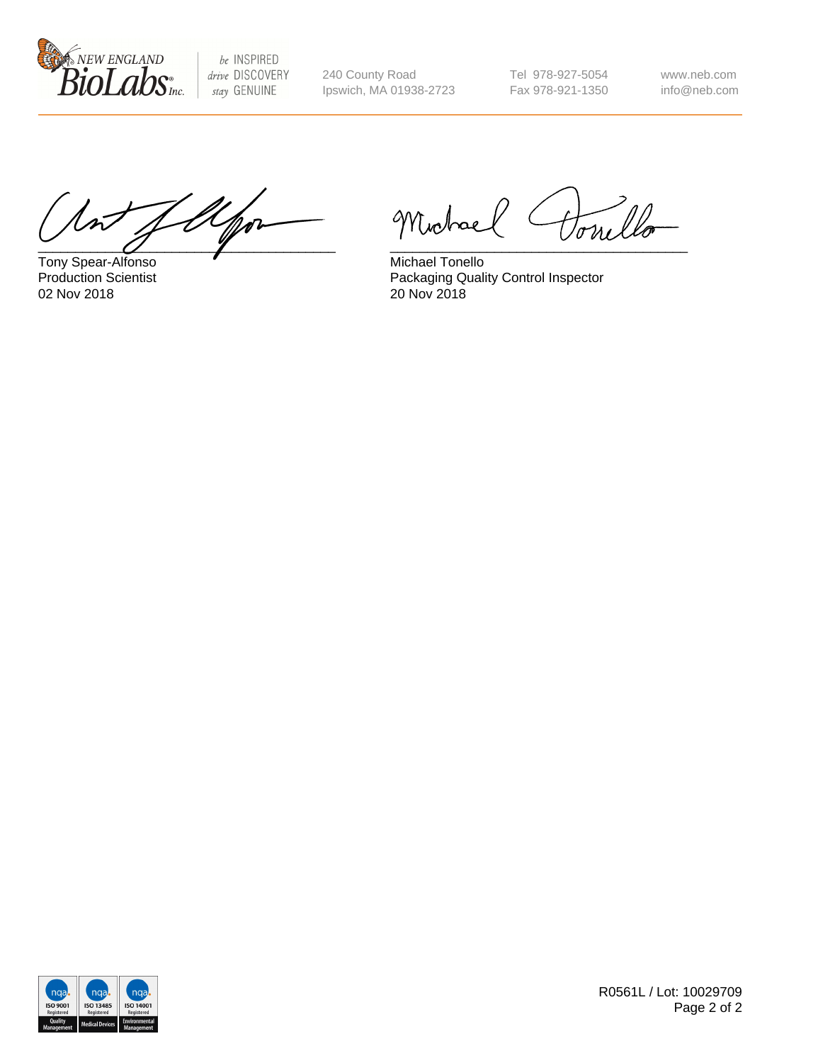Tony Spear-Alfonso
Production Scientist
02 Nov 2018

Michael Tonello
Packaging Quality Control Inspector
20 Nov 2018

R0561L / Lot: 10029709